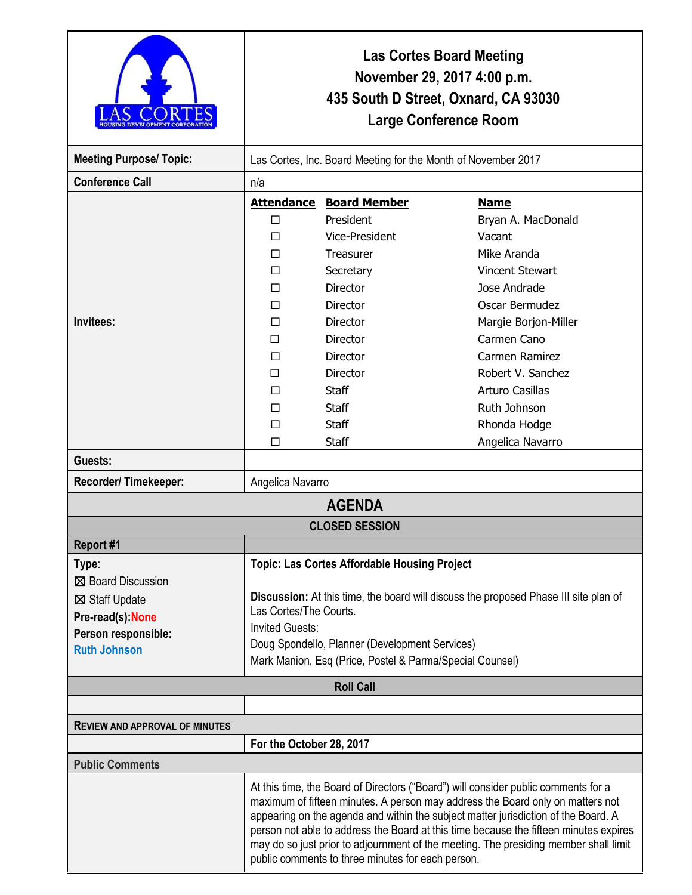LAS CORTES
HOUSING DEVELOPMENT CORPORATION

# Las Cortes Board Meeting
## November 29, 2017 4:00 p.m.
## 435 South D Street, Oxnard, CA 93030
## Large Conference Room

| | |
|---|---|
| **Meeting Purpose/ Topic:** | Las Cortes, Inc. Board Meeting for the Month of November 2017 |
| **Conference Call** | n/a |

**Invitees:**

| Attendance | Board Member | Name |
|---|---|---|
| ☐ | President | Bryan A. MacDonald |
| ☐ | Vice-President | Vacant |
| ☐ | Treasurer | Mike Aranda |
| ☐ | Secretary | Vincent Stewart |
| ☐ | Director | Jose Andrade |
| ☐ | Director | Oscar Bermudez |
| ☐ | Director | Margie Borjon-Miller |
| ☐ | Director | Carmen Cano |
| ☐ | Director | Carmen Ramirez |
| ☐ | Director | Robert V. Sanchez |
| ☐ | Staff | Arturo Casillas |
| ☐ | Staff | Ruth Johnson |
| ☐ | Staff | Rhonda Hodge |
| ☐ | Staff | Angelica Navarro |

| | |
|---|---|
| **Guests:** | |
| **Recorder/ Timekeeper:** | Angelica Navarro |

## AGENDA

### CLOSED SESSION

**Report #1**

| | |
|---|---|
| **Type**:<br>☒ Board Discussion<br>☒ Staff Update<br>**Pre-read(s):None**<br>**Person responsible:**<br>**Ruth Johnson** | **Topic: Las Cortes Affordable Housing Project**<br><br>**Discussion:** At this time, the board will discuss the proposed Phase III site plan of Las Cortes/The Courts.<br>Invited Guests:<br>Doug Spondello, Planner (Development Services)<br>Mark Manion, Esq (Price, Postel & Parma/Special Counsel) |

### Roll Call

### REVIEW AND APPROVAL OF MINUTES

**For the October 28, 2017**

### Public Comments

At this time, the Board of Directors ("Board") will consider public comments for a maximum of fifteen minutes. A person may address the Board only on matters not appearing on the agenda and within the subject matter jurisdiction of the Board. A person not able to address the Board at this time because the fifteen minutes expires may do so just prior to adjournment of the meeting. The presiding member shall limit public comments to three minutes for each person.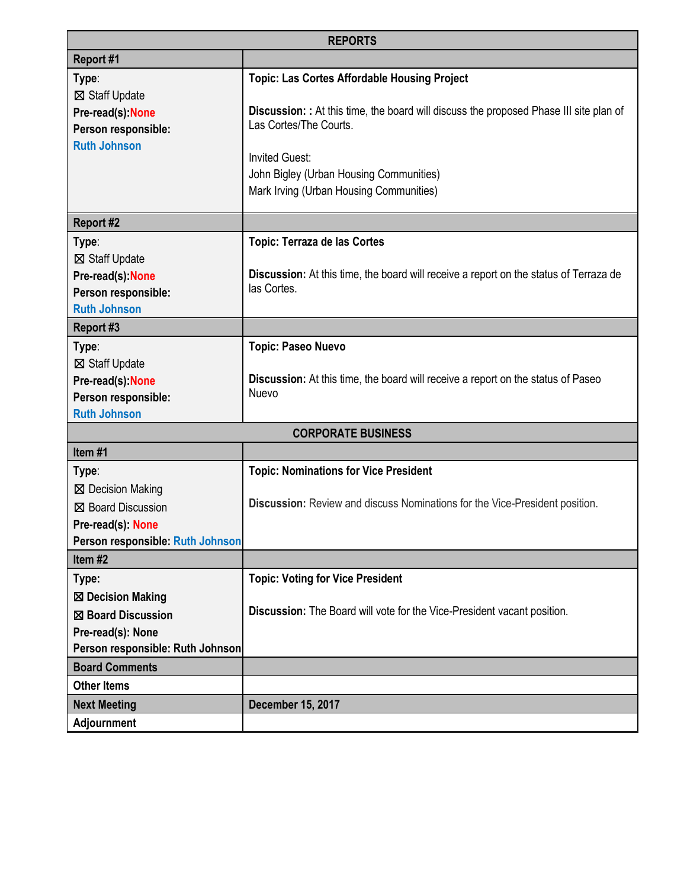| REPORTS | |
|---|---|
| **Report #1** | |
| **Type**:<br>☒ Staff Update<br>**Pre-read(s):None**<br>**Person responsible:**<br>**Ruth Johnson** | **Topic: Las Cortes Affordable Housing Project**<br><br>**Discussion: :** At this time, the board will discuss the proposed Phase III site plan of Las Cortes/The Courts.<br><br>Invited Guest:<br>John Bigley (Urban Housing Communities)<br>Mark Irving (Urban Housing Communities) |
| **Report #2** | |
| **Type**:<br>☒ Staff Update<br>**Pre-read(s):None**<br>**Person responsible:**<br>**Ruth Johnson** | **Topic: Terraza de las Cortes**<br><br>**Discussion:** At this time, the board will receive a report on the status of Terraza de las Cortes. |
| **Report #3** | |
| **Type**:<br>☒ Staff Update<br>**Pre-read(s):None**<br>**Person responsible:**<br>**Ruth Johnson** | **Topic: Paseo Nuevo**<br><br>**Discussion:** At this time, the board will receive a report on the status of Paseo Nuevo |
| **CORPORATE BUSINESS** | |
| **Item #1** | |
| **Type**:<br>☒ Decision Making<br>☒ Board Discussion<br>**Pre-read(s): None**<br>**Person responsible: Ruth Johnson** | **Topic: Nominations for Vice President**<br><br>**Discussion:** Review and discuss Nominations for the Vice-President position. |
| **Item #2** | |
| **Type:**<br>**☒ Decision Making**<br>**☒ Board Discussion**<br>**Pre-read(s): None**<br>**Person responsible: Ruth Johnson** | **Topic: Voting for Vice President**<br><br>**Discussion:** The Board will vote for the Vice-President vacant position. |
| **Board Comments** | |
| **Other Items** | |
| **Next Meeting** | **December 15, 2017** |
| **Adjournment** | |